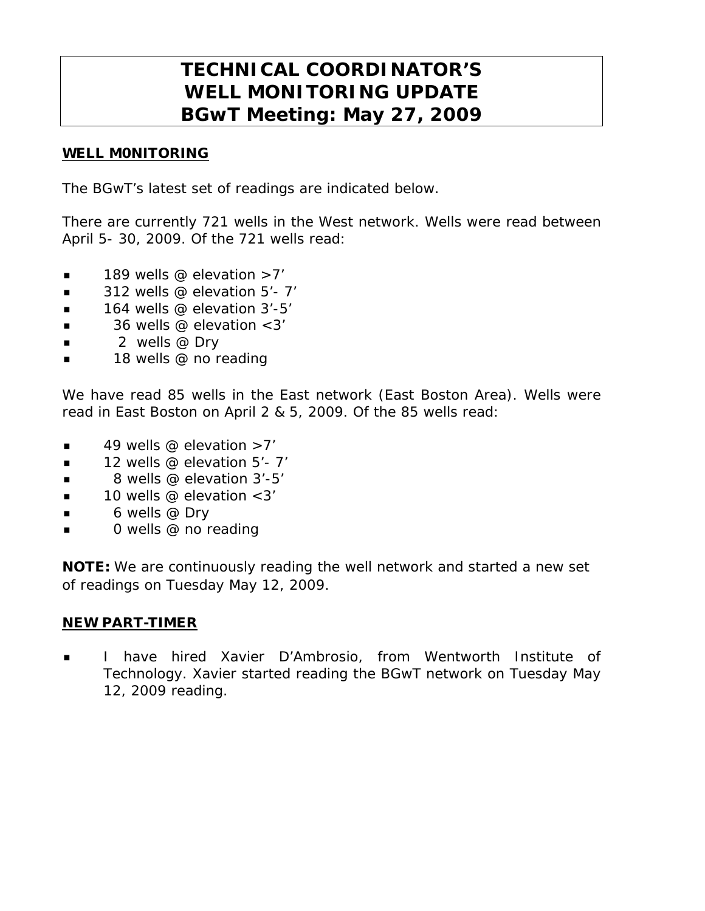# TECHNICAL COORDINATOR'S WELL MONITORING UPDATE BGwT Meeting: May 27, 2009

## WELL M0NITORING

The BGwT's latest set of readings are indicated below.

There are currently 721 wells in the West network. Wells were read between April 5- 30, 2009. Of the 721 wells read:

- 189 wells @ elevation >7'
- 312 wells @ elevation 5'- 7'
- 164 wells @ elevation 3'-5'
- 36 wells @ elevation <3'
- 2 wells @ Dry
- 18 wells @ no reading

We have read 85 wells in the East network (East Boston Area). Wells were read in East Boston on April 2 & 5, 2009. Of the 85 wells read:

- 49 wells @ elevation >7'
- 12 wells @ elevation 5'- 7'
- 8 wells @ elevation 3'-5'
- 10 wells @ elevation <3'
- 6 wells @ Dry
- 0 wells @ no reading

**NOTE:** We are continuously reading the well network and started a new set of readings on Tuesday May 12, 2009.

## NEW PART-TIMER

- I have hired Xavier D'Ambrosio, from Wentworth Institute of Technology. Xavier started reading the BGwT network on Tuesday May 12, 2009 reading.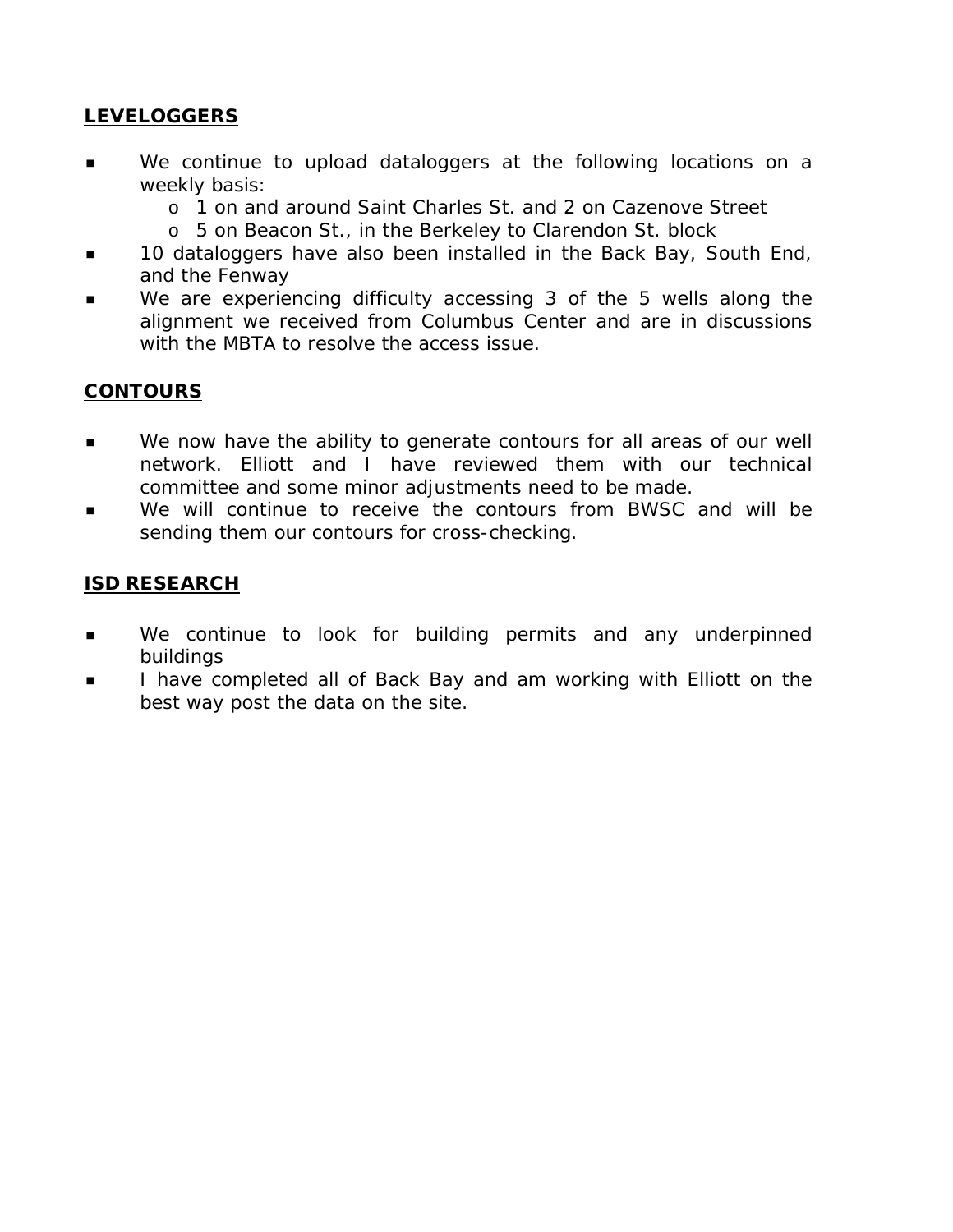**LEVELOGGERS**

- We continue to upload dataloggers at the following locations on a weekly basis:
  - 1 on and around Saint Charles St. and 2 on Cazenove Street
  - 5 on Beacon St., in the Berkeley to Clarendon St. block
- 10 dataloggers have also been installed in the Back Bay, South End, and the Fenway
- We are experiencing difficulty accessing 3 of the 5 wells along the alignment we received from Columbus Center and are in discussions with the MBTA to resolve the access issue.

**CONTOURS**

- We now have the ability to generate contours for all areas of our well network. Elliott and I have reviewed them with our technical committee and some minor adjustments need to be made.
- We will continue to receive the contours from BWSC and will be sending them our contours for cross-checking.

**ISD RESEARCH**

- We continue to look for building permits and any underpinned buildings
- I have completed all of Back Bay and am working with Elliott on the best way post the data on the site.